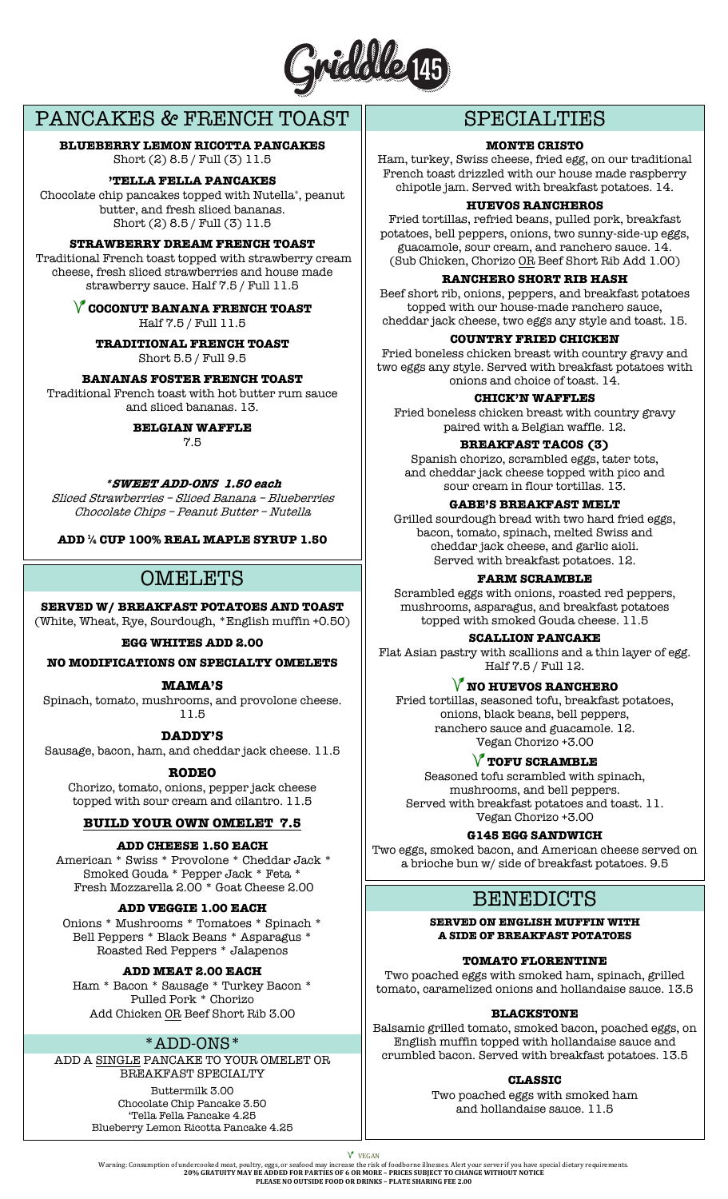# Griddle 145

## PANCAKES & FRENCH TOAST

**BLUEBERRY LEMON RICOTTA PANCAKES**
Short (2) 8.5 / Full (3) 11.5

**'TELLA FELLA PANCAKES**
Chocolate chip pancakes topped with Nutella®, peanut butter, and fresh sliced bananas.
Short (2) 8.5 / Full (3) 11.5

**STRAWBERRY DREAM FRENCH TOAST**
Traditional French toast topped with strawberry cream cheese, fresh sliced strawberries and house made strawberry sauce. Half 7.5 / Full 11.5

**V COCONUT BANANA FRENCH TOAST**
Half 7.5 / Full 11.5

**TRADITIONAL FRENCH TOAST**
Short 5.5 / Full 9.5

**BANANAS FOSTER FRENCH TOAST**
Traditional French toast with hot butter rum sauce and sliced bananas. 13.

**BELGIAN WAFFLE**
7.5

***SWEET ADD-ONS 1.50 each***
*Sliced Strawberries – Sliced Banana – Blueberries*
*Chocolate Chips – Peanut Butter – Nutella*

**ADD ¼ CUP 100% REAL MAPLE SYRUP 1.50**

## OMELETS

**SERVED W/ BREAKFAST POTATOES AND TOAST**
(White, Wheat, Rye, Sourdough, *English muffin +0.50)

**EGG WHITES ADD 2.00**

**NO MODIFICATIONS ON SPECIALTY OMELETS**

**MAMA'S**
Spinach, tomato, mushrooms, and provolone cheese. 11.5

**DADDY'S**
Sausage, bacon, ham, and cheddar jack cheese. 11.5

**RODEO**
Chorizo, tomato, onions, pepper jack cheese topped with sour cream and cilantro. 11.5

**BUILD YOUR OWN OMELET 7.5**

**ADD CHEESE 1.50 EACH**
American * Swiss * Provolone * Cheddar Jack * Smoked Gouda * Pepper Jack * Feta * Fresh Mozzarella 2.00 * Goat Cheese 2.00

**ADD VEGGIE 1.00 EACH**
Onions * Mushrooms * Tomatoes * Spinach * Bell Peppers * Black Beans * Asparagus * Roasted Red Peppers * Jalapenos

**ADD MEAT 2.00 EACH**
Ham * Bacon * Sausage * Turkey Bacon * Pulled Pork * Chorizo
Add Chicken OR Beef Short Rib 3.00

### *ADD-ONS*

ADD A SINGLE PANCAKE TO YOUR OMELET OR BREAKFAST SPECIALTY

Buttermilk 3.00
Chocolate Chip Pancake 3.50
'Tella Fella Pancake 4.25
Blueberry Lemon Ricotta Pancake 4.25

## SPECIALTIES

**MONTE CRISTO**
Ham, turkey, Swiss cheese, fried egg, on our traditional French toast drizzled with our house made raspberry chipotle jam. Served with breakfast potatoes. 14.

**HUEVOS RANCHEROS**
Fried tortillas, refried beans, pulled pork, breakfast potatoes, bell peppers, onions, two sunny-side-up eggs, guacamole, sour cream, and ranchero sauce. 14.
(Sub Chicken, Chorizo OR Beef Short Rib Add 1.00)

**RANCHERO SHORT RIB HASH**
Beef short rib, onions, peppers, and breakfast potatoes topped with our house-made ranchero sauce, cheddar jack cheese, two eggs any style and toast. 15.

**COUNTRY FRIED CHICKEN**
Fried boneless chicken breast with country gravy and two eggs any style. Served with breakfast potatoes with onions and choice of toast. 14.

**CHICK'N WAFFLES**
Fried boneless chicken breast with country gravy paired with a Belgian waffle. 12.

**BREAKFAST TACOS (3)**
Spanish chorizo, scrambled eggs, tater tots, and cheddar jack cheese topped with pico and sour cream in flour tortillas. 13.

**GABE'S BREAKFAST MELT**
Grilled sourdough bread with two hard fried eggs, bacon, tomato, spinach, melted Swiss and cheddar jack cheese, and garlic aioli. Served with breakfast potatoes. 12.

**FARM SCRAMBLE**
Scrambled eggs with onions, roasted red peppers, mushrooms, asparagus, and breakfast potatoes topped with smoked Gouda cheese. 11.5

**SCALLION PANCAKE**
Flat Asian pastry with scallions and a thin layer of egg. Half 7.5 / Full 12.

**V NO HUEVOS RANCHERO**
Fried tortillas, seasoned tofu, breakfast potatoes, onions, black beans, bell peppers, ranchero sauce and guacamole. 12.
Vegan Chorizo +3.00

**V TOFU SCRAMBLE**
Seasoned tofu scrambled with spinach, mushrooms, and bell peppers. Served with breakfast potatoes and toast. 11.
Vegan Chorizo +3.00

**G145 EGG SANDWICH**
Two eggs, smoked bacon, and American cheese served on a brioche bun w/ side of breakfast potatoes. 9.5

## BENEDICTS

**SERVED ON ENGLISH MUFFIN WITH A SIDE OF BREAKFAST POTATOES**

**TOMATO FLORENTINE**
Two poached eggs with smoked ham, spinach, grilled tomato, caramelized onions and hollandaise sauce. 13.5

**BLACKSTONE**
Balsamic grilled tomato, smoked bacon, poached eggs, on English muffin topped with hollandaise sauce and crumbled bacon. Served with breakfast potatoes. 13.5

**CLASSIC**
Two poached eggs with smoked ham and hollandaise sauce. 11.5

V VEGAN

Warning: Consumption of undercooked meat, poultry, eggs, or seafood may increase the risk of foodborne illnesses. Alert your server if you have special dietary requirements.
**20% GRATUITY MAY BE ADDED FOR PARTIES OF 6 OR MORE – PRICES SUBJECT TO CHANGE WITHOUT NOTICE**
**PLEASE NO OUTSIDE FOOD OR DRINKS – PLATE SHARING FEE 2.00**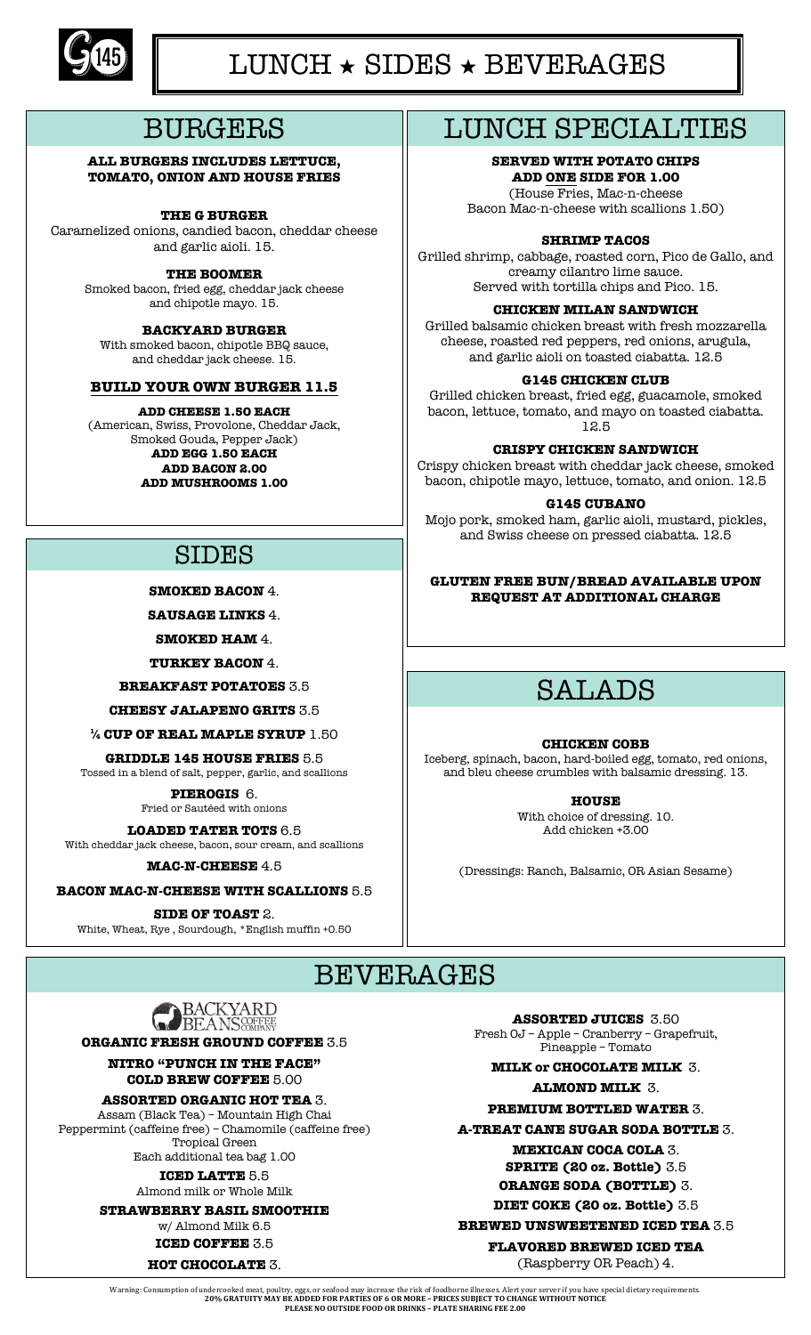# LUNCH ★ SIDES ★ BEVERAGES

## BURGERS

**ALL BURGERS INCLUDES LETTUCE, TOMATO, ONION AND HOUSE FRIES**

**THE G BURGER**
Caramelized onions, candied bacon, cheddar cheese and garlic aioli. 15.

**THE BOOMER**
Smoked bacon, fried egg, cheddar jack cheese and chipotle mayo. 15.

**BACKYARD BURGER**
With smoked bacon, chipotle BBQ sauce, and cheddar jack cheese. 15.

**BUILD YOUR OWN BURGER 11.5**

**ADD CHEESE 1.50 EACH**
(American, Swiss, Provolone, Cheddar Jack, Smoked Gouda, Pepper Jack)
**ADD EGG 1.50 EACH**
**ADD BACON 2.00**
**ADD MUSHROOMS 1.00**

## SIDES

**SMOKED BACON** 4.

**SAUSAGE LINKS** 4.

**SMOKED HAM** 4.

**TURKEY BACON** 4.

**BREAKFAST POTATOES** 3.5

**CHEESY JALAPENO GRITS** 3.5

**¼ CUP OF REAL MAPLE SYRUP** 1.50

**GRIDDLE 145 HOUSE FRIES** 5.5
Tossed in a blend of salt, pepper, garlic, and scallions

**PIEROGIS** 6.
Fried or Sautéed with onions

**LOADED TATER TOTS** 6.5
With cheddar jack cheese, bacon, sour cream, and scallions

**MAC-N-CHEESE** 4.5

**BACON MAC-N-CHEESE WITH SCALLIONS** 5.5

**SIDE OF TOAST** 2.
White, Wheat, Rye , Sourdough, *English muffin +0.50

## LUNCH SPECIALTIES

**SERVED WITH POTATO CHIPS**
**ADD ONE SIDE FOR 1.00**
(House Fries, Mac-n-cheese
Bacon Mac-n-cheese with scallions 1.50)

**SHRIMP TACOS**
Grilled shrimp, cabbage, roasted corn, Pico de Gallo, and creamy cilantro lime sauce.
Served with tortilla chips and Pico. 15.

**CHICKEN MILAN SANDWICH**
Grilled balsamic chicken breast with fresh mozzarella cheese, roasted red peppers, red onions, arugula, and garlic aioli on toasted ciabatta. 12.5

**G145 CHICKEN CLUB**
Grilled chicken breast, fried egg, guacamole, smoked bacon, lettuce, tomato, and mayo on toasted ciabatta. 12.5

**CRISPY CHICKEN SANDWICH**
Crispy chicken breast with cheddar jack cheese, smoked bacon, chipotle mayo, lettuce, tomato, and onion. 12.5

**G145 CUBANO**
Mojo pork, smoked ham, garlic aioli, mustard, pickles, and Swiss cheese on pressed ciabatta. 12.5

**GLUTEN FREE BUN/BREAD AVAILABLE UPON REQUEST AT ADDITIONAL CHARGE**

## SALADS

**CHICKEN COBB**
Iceberg, spinach, bacon, hard-boiled egg, tomato, red onions, and bleu cheese crumbles with balsamic dressing. 13.

**HOUSE**
With choice of dressing. 10.
Add chicken +3.00

(Dressings: Ranch, Balsamic, OR Asian Sesame)

## BEVERAGES

BACKYARD BEANS COFFEE COMPANY

**ORGANIC FRESH GROUND COFFEE** 3.5

**NITRO "PUNCH IN THE FACE" COLD BREW COFFEE** 5.00

**ASSORTED ORGANIC HOT TEA** 3.
Assam (Black Tea) – Mountain High Chai
Peppermint (caffeine free) – Chamomile (caffeine free)
Tropical Green
Each additional tea bag 1.00

**ICED LATTE** 5.5
Almond milk or Whole Milk

**STRAWBERRY BASIL SMOOTHIE**
w/ Almond Milk 6.5

**ICED COFFEE** 3.5

**HOT CHOCOLATE** 3.

**ASSORTED JUICES** 3.50
Fresh OJ – Apple – Cranberry – Grapefruit, Pineapple – Tomato

**MILK or CHOCOLATE MILK** 3.

**ALMOND MILK** 3.

**PREMIUM BOTTLED WATER** 3.

**A-TREAT CANE SUGAR SODA BOTTLE** 3.

**MEXICAN COCA COLA** 3.

**SPRITE (20 oz. Bottle)** 3.5

**ORANGE SODA (BOTTLE)** 3.

**DIET COKE (20 oz. Bottle)** 3.5

**BREWED UNSWEETENED ICED TEA** 3.5

**FLAVORED BREWED ICED TEA**
(Raspberry OR Peach) 4.

Warning: Consumption of undercooked meat, poultry, eggs, or seafood may increase the risk of foodborne illnesses. Alert your server if you have special dietary requirements.
**20% GRATUITY MAY BE ADDED FOR PARTIES OF 6 OR MORE – PRICES SUBJECT TO CHANGE WITHOUT NOTICE**
**PLEASE NO OUTSIDE FOOD OR DRINKS – PLATE SHARING FEE 2.00**